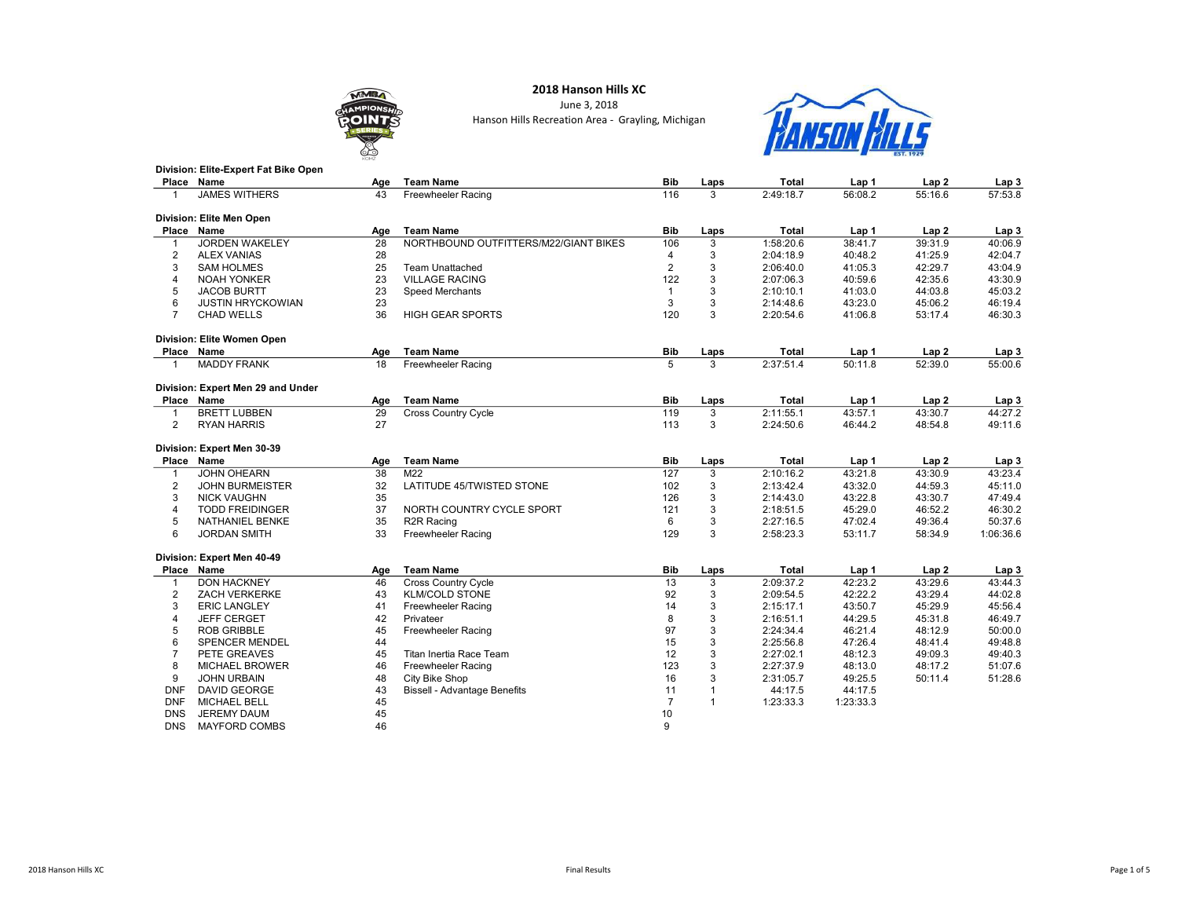# 2018 Hanson Hills XC

June 3, 2018

Hanson Hills Recreation Area - Grayling, Michigan

**Division: Elite-Expert Fat Bike Open**

| Place | Name | Age | Team Name | Bib | Laps | Total | Lap 1 | Lap 2 | Lap 3 |
|---|---|---|---|---|---|---|---|---|---|
| 1 | JAMES WITHERS | 43 | Freewheeler Racing | 116 | 3 | 2:49:18.7 | 56:08.2 | 55:16.6 | 57:53.8 |

**Division: Elite Men Open**

| Place | Name | Age | Team Name | Bib | Laps | Total | Lap 1 | Lap 2 | Lap 3 |
|---|---|---|---|---|---|---|---|---|---|
| 1 | JORDEN WAKELEY | 28 | NORTHBOUND OUTFITTERS/M22/GIANT BIKES | 106 | 3 | 1:58:20.6 | 38:41.7 | 39:31.9 | 40:06.9 |
| 2 | ALEX VANIAS | 28 | | 4 | 3 | 2:04:18.9 | 40:48.2 | 41:25.9 | 42:04.7 |
| 3 | SAM HOLMES | 25 | Team Unattached | 2 | 3 | 2:06:40.0 | 41:05.3 | 42:29.7 | 43:04.9 |
| 4 | NOAH YONKER | 23 | VILLAGE RACING | 122 | 3 | 2:07:06.3 | 40:59.6 | 42:35.6 | 43:30.9 |
| 5 | JACOB BURTT | 23 | Speed Merchants | 1 | 3 | 2:10:10.1 | 41:03.0 | 44:03.8 | 45:03.2 |
| 6 | JUSTIN HRYCKOWIAN | 23 | | 3 | 3 | 2:14:48.6 | 43:23.0 | 45:06.2 | 46:19.4 |
| 7 | CHAD WELLS | 36 | HIGH GEAR SPORTS | 120 | 3 | 2:20:54.6 | 41:06.8 | 53:17.4 | 46:30.3 |

**Division: Elite Women Open**

| Place | Name | Age | Team Name | Bib | Laps | Total | Lap 1 | Lap 2 | Lap 3 |
|---|---|---|---|---|---|---|---|---|---|
| 1 | MADDY FRANK | 18 | Freewheeler Racing | 5 | 3 | 2:37:51.4 | 50:11.8 | 52:39.0 | 55:00.6 |

**Division: Expert Men 29 and Under**

| Place | Name | Age | Team Name | Bib | Laps | Total | Lap 1 | Lap 2 | Lap 3 |
|---|---|---|---|---|---|---|---|---|---|
| 1 | BRETT LUBBEN | 29 | Cross Country Cycle | 119 | 3 | 2:11:55.1 | 43:57.1 | 43:30.7 | 44:27.2 |
| 2 | RYAN HARRIS | 27 | | 113 | 3 | 2:24:50.6 | 46:44.2 | 48:54.8 | 49:11.6 |

**Division: Expert Men 30-39**

| Place | Name | Age | Team Name | Bib | Laps | Total | Lap 1 | Lap 2 | Lap 3 |
|---|---|---|---|---|---|---|---|---|---|
| 1 | JOHN OHEARN | 38 | M22 | 127 | 3 | 2:10:16.2 | 43:21.8 | 43:30.9 | 43:23.4 |
| 2 | JOHN BURMEISTER | 32 | LATITUDE 45/TWISTED STONE | 102 | 3 | 2:13:42.4 | 43:32.0 | 44:59.3 | 45:11.0 |
| 3 | NICK VAUGHN | 35 | | 126 | 3 | 2:14:43.0 | 43:22.8 | 43:30.7 | 47:49.4 |
| 4 | TODD FREIDINGER | 37 | NORTH COUNTRY CYCLE SPORT | 121 | 3 | 2:18:51.5 | 45:29.0 | 46:52.2 | 46:30.2 |
| 5 | NATHANIEL BENKE | 35 | R2R Racing | 6 | 3 | 2:27:16.5 | 47:02.4 | 49:36.4 | 50:37.6 |
| 6 | JORDAN SMITH | 33 | Freewheeler Racing | 129 | 3 | 2:58:23.3 | 53:11.7 | 58:34.9 | 1:06:36.6 |

**Division: Expert Men 40-49**

| Place | Name | Age | Team Name | Bib | Laps | Total | Lap 1 | Lap 2 | Lap 3 |
|---|---|---|---|---|---|---|---|---|---|
| 1 | DON HACKNEY | 46 | Cross Country Cycle | 13 | 3 | 2:09:37.2 | 42:23.2 | 43:29.6 | 43:44.3 |
| 2 | ZACH VERKERKE | 43 | KLM/COLD STONE | 92 | 3 | 2:09:54.5 | 42:22.2 | 43:29.4 | 44:02.8 |
| 3 | ERIC LANGLEY | 41 | Freewheeler Racing | 14 | 3 | 2:15:17.1 | 43:50.7 | 45:29.9 | 45:56.4 |
| 4 | JEFF CERGET | 42 | Privateer | 8 | 3 | 2:16:51.1 | 44:29.5 | 45:31.8 | 46:49.7 |
| 5 | ROB GRIBBLE | 45 | Freewheeler Racing | 97 | 3 | 2:24:34.4 | 46:21.4 | 48:12.9 | 50:00.0 |
| 6 | SPENCER MENDEL | 44 | | 15 | 3 | 2:25:56.8 | 47:26.4 | 48:41.4 | 49:48.8 |
| 7 | PETE GREAVES | 45 | Titan Inertia Race Team | 12 | 3 | 2:27:02.1 | 48:12.3 | 49:09.3 | 49:40.3 |
| 8 | MICHAEL BROWER | 46 | Freewheeler Racing | 123 | 3 | 2:27:37.9 | 48:13.0 | 48:17.2 | 51:07.6 |
| 9 | JOHN URBAIN | 48 | City Bike Shop | 16 | 3 | 2:31:05.7 | 49:25.5 | 50:11.4 | 51:28.6 |
| DNF | DAVID GEORGE | 43 | Bissell - Advantage Benefits | 11 | 1 | 44:17.5 | 44:17.5 | | |
| DNF | MICHAEL BELL | 45 | | 7 | 1 | 1:23:33.3 | 1:23:33.3 | | |
| DNS | JEREMY DAUM | 45 | | 10 | | | | | |
| DNS | MAYFORD COMBS | 46 | | 9 | | | | | |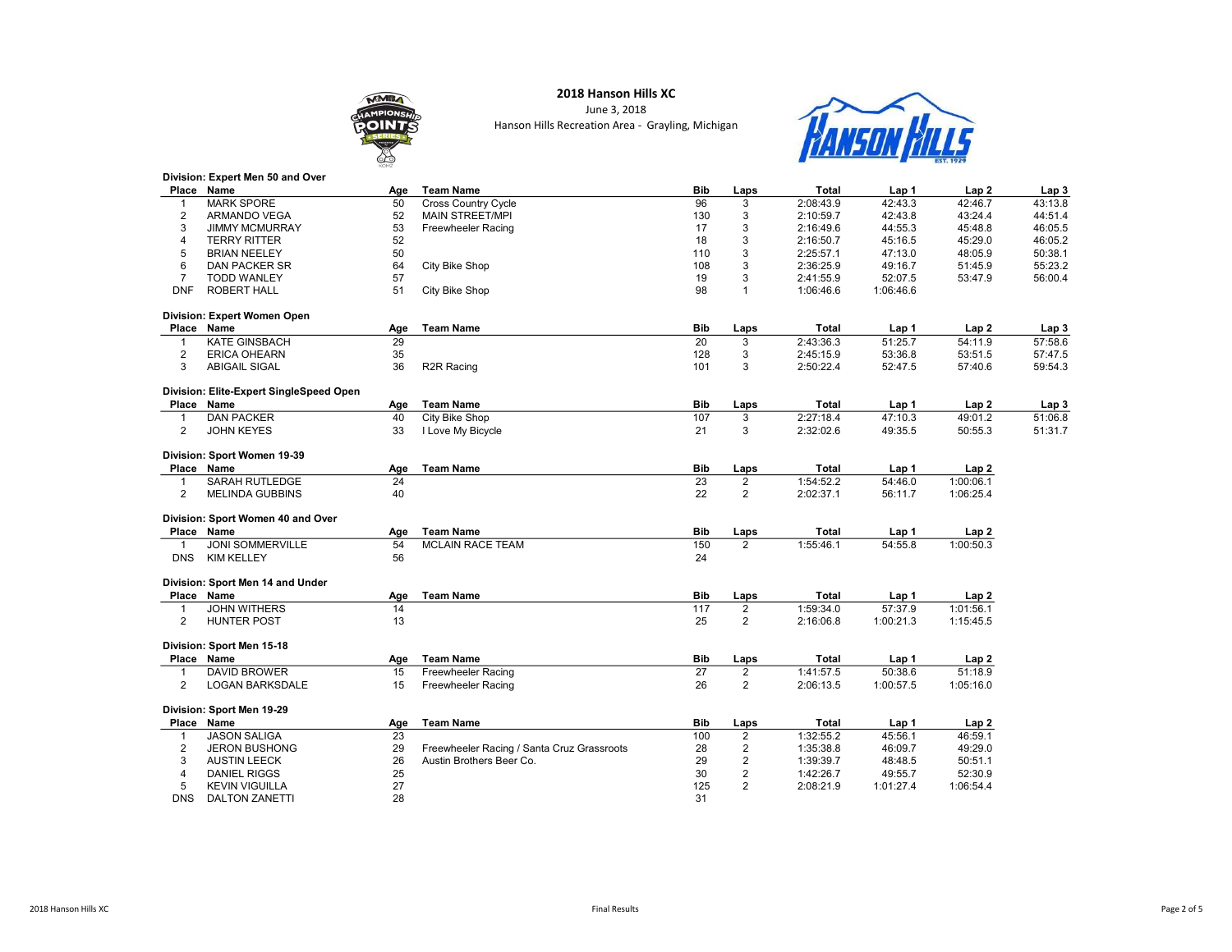# 2018 Hanson Hills XC

June 3, 2018

Hanson Hills Recreation Area - Grayling, Michigan

**Division: Expert Men 50 and Over**

| Place | Name | Age | Team Name | Bib | Laps | Total | Lap 1 | Lap 2 | Lap 3 |
|---|---|---|---|---|---|---|---|---|---|
| 1 | MARK SPORE | 50 | Cross Country Cycle | 96 | 3 | 2:08:43.9 | 42:43.3 | 42:46.7 | 43:13.8 |
| 2 | ARMANDO VEGA | 52 | MAIN STREET/MPI | 130 | 3 | 2:10:59.7 | 42:43.8 | 43:24.4 | 44:51.4 |
| 3 | JIMMY MCMURRAY | 53 | Freewheeler Racing | 17 | 3 | 2:16:49.6 | 44:55.3 | 45:48.8 | 46:05.5 |
| 4 | TERRY RITTER | 52 | | 18 | 3 | 2:16:50.7 | 45:16.5 | 45:29.0 | 46:05.2 |
| 5 | BRIAN NEELEY | 50 | | 110 | 3 | 2:25:57.1 | 47:13.0 | 48:05.9 | 50:38.1 |
| 6 | DAN PACKER SR | 64 | City Bike Shop | 108 | 3 | 2:36:25.9 | 49:16.7 | 51:45.9 | 55:23.2 |
| 7 | TODD WANLEY | 57 | | 19 | 3 | 2:41:55.9 | 52:07.5 | 53:47.9 | 56:00.4 |
| DNF | ROBERT HALL | 51 | City Bike Shop | 98 | 1 | 1:06:46.6 | 1:06:46.6 | | |

**Division: Expert Women Open**

| Place | Name | Age | Team Name | Bib | Laps | Total | Lap 1 | Lap 2 | Lap 3 |
|---|---|---|---|---|---|---|---|---|---|
| 1 | KATE GINSBACH | 29 | | 20 | 3 | 2:43:36.3 | 51:25.7 | 54:11.9 | 57:58.6 |
| 2 | ERICA OHEARN | 35 | | 128 | 3 | 2:45:15.9 | 53:36.8 | 53:51.5 | 57:47.5 |
| 3 | ABIGAIL SIGAL | 36 | R2R Racing | 101 | 3 | 2:50:22.4 | 52:47.5 | 57:40.6 | 59:54.3 |

**Division: Elite-Expert SingleSpeed Open**

| Place | Name | Age | Team Name | Bib | Laps | Total | Lap 1 | Lap 2 | Lap 3 |
|---|---|---|---|---|---|---|---|---|---|
| 1 | DAN PACKER | 40 | City Bike Shop | 107 | 3 | 2:27:18.4 | 47:10.3 | 49:01.2 | 51:06.8 |
| 2 | JOHN KEYES | 33 | I Love My Bicycle | 21 | 3 | 2:32:02.6 | 49:35.5 | 50:55.3 | 51:31.7 |

**Division: Sport Women 19-39**

| Place | Name | Age | Team Name | Bib | Laps | Total | Lap 1 | Lap 2 |
|---|---|---|---|---|---|---|---|---|
| 1 | SARAH RUTLEDGE | 24 | | 23 | 2 | 1:54:52.2 | 54:46.0 | 1:00:06.1 |
| 2 | MELINDA GUBBINS | 40 | | 22 | 2 | 2:02:37.1 | 56:11.7 | 1:06:25.4 |

**Division: Sport Women 40 and Over**

| Place | Name | Age | Team Name | Bib | Laps | Total | Lap 1 | Lap 2 |
|---|---|---|---|---|---|---|---|---|
| 1 | JONI SOMMERVILLE | 54 | MCLAIN RACE TEAM | 150 | 2 | 1:55:46.1 | 54:55.8 | 1:00:50.3 |
| DNS | KIM KELLEY | 56 | | 24 | | | | |

**Division: Sport Men 14 and Under**

| Place | Name | Age | Team Name | Bib | Laps | Total | Lap 1 | Lap 2 |
|---|---|---|---|---|---|---|---|---|
| 1 | JOHN WITHERS | 14 | | 117 | 2 | 1:59:34.0 | 57:37.9 | 1:01:56.1 |
| 2 | HUNTER POST | 13 | | 25 | 2 | 2:16:06.8 | 1:00:21.3 | 1:15:45.5 |

**Division: Sport Men 15-18**

| Place | Name | Age | Team Name | Bib | Laps | Total | Lap 1 | Lap 2 |
|---|---|---|---|---|---|---|---|---|
| 1 | DAVID BROWER | 15 | Freewheeler Racing | 27 | 2 | 1:41:57.5 | 50:38.6 | 51:18.9 |
| 2 | LOGAN BARKSDALE | 15 | Freewheeler Racing | 26 | 2 | 2:06:13.5 | 1:00:57.5 | 1:05:16.0 |

**Division: Sport Men 19-29**

| Place | Name | Age | Team Name | Bib | Laps | Total | Lap 1 | Lap 2 |
|---|---|---|---|---|---|---|---|---|
| 1 | JASON SALIGA | 23 | | 100 | 2 | 1:32:55.2 | 45:56.1 | 46:59.1 |
| 2 | JERON BUSHONG | 29 | Freewheeler Racing / Santa Cruz Grassroots | 28 | 2 | 1:35:38.8 | 46:09.7 | 49:29.0 |
| 3 | AUSTIN LEECK | 26 | Austin Brothers Beer Co. | 29 | 2 | 1:39:39.7 | 48:48.5 | 50:51.1 |
| 4 | DANIEL RIGGS | 25 | | 30 | 2 | 1:42:26.7 | 49:55.7 | 52:30.9 |
| 5 | KEVIN VIGUILLA | 27 | | 125 | 2 | 2:08:21.9 | 1:01:27.4 | 1:06:54.4 |
| DNS | DALTON ZANETTI | 28 | | 31 | | | | |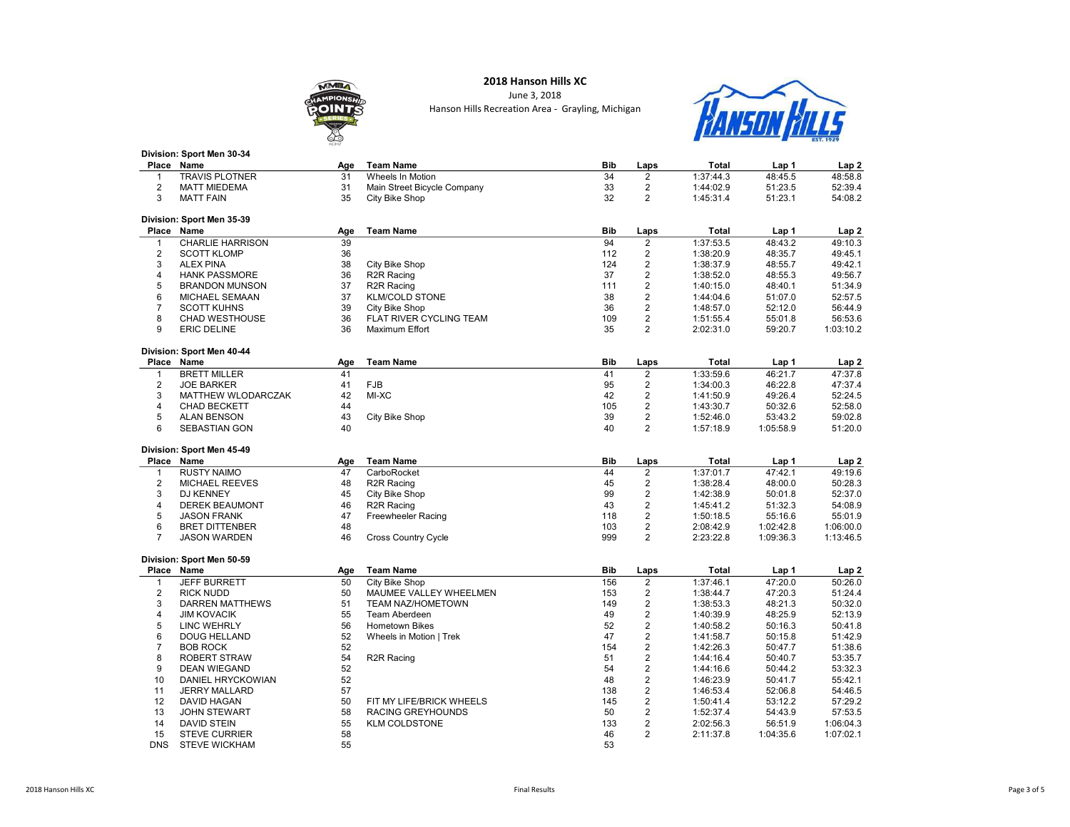# 2018 Hanson Hills XC

June 3, 2018

Hanson Hills Recreation Area - Grayling, Michigan

**Division: Sport Men 30-34**

| Place | Name | Age | Team Name | Bib | Laps | Total | Lap 1 | Lap 2 |
|---|---|---|---|---|---|---|---|---|
| 1 | TRAVIS PLOTNER | 31 | Wheels In Motion | 34 | 2 | 1:37:44.3 | 48:45.5 | 48:58.8 |
| 2 | MATT MIEDEMA | 31 | Main Street Bicycle Company | 33 | 2 | 1:44:02.9 | 51:23.5 | 52:39.4 |
| 3 | MATT FAIN | 35 | City Bike Shop | 32 | 2 | 1:45:31.4 | 51:23.1 | 54:08.2 |

**Division: Sport Men 35-39**

| Place | Name | Age | Team Name | Bib | Laps | Total | Lap 1 | Lap 2 |
|---|---|---|---|---|---|---|---|---|
| 1 | CHARLIE HARRISON | 39 | | 94 | 2 | 1:37:53.5 | 48:43.2 | 49:10.3 |
| 2 | SCOTT KLOMP | 36 | | 112 | 2 | 1:38:20.9 | 48:35.7 | 49:45.1 |
| 3 | ALEX PINA | 38 | City Bike Shop | 124 | 2 | 1:38:37.9 | 48:55.7 | 49:42.1 |
| 4 | HANK PASSMORE | 36 | R2R Racing | 37 | 2 | 1:38:52.0 | 48:55.3 | 49:56.7 |
| 5 | BRANDON MUNSON | 37 | R2R Racing | 111 | 2 | 1:40:15.0 | 48:40.1 | 51:34.9 |
| 6 | MICHAEL SEMAAN | 37 | KLM/COLD STONE | 38 | 2 | 1:44:04.6 | 51:07.0 | 52:57.5 |
| 7 | SCOTT KUHNS | 39 | City Bike Shop | 36 | 2 | 1:48:57.0 | 52:12.0 | 56:44.9 |
| 8 | CHAD WESTHOUSE | 36 | FLAT RIVER CYCLING TEAM | 109 | 2 | 1:51:55.4 | 55:01.8 | 56:53.6 |
| 9 | ERIC DELINE | 36 | Maximum Effort | 35 | 2 | 2:02:31.0 | 59:20.7 | 1:03:10.2 |

**Division: Sport Men 40-44**

| Place | Name | Age | Team Name | Bib | Laps | Total | Lap 1 | Lap 2 |
|---|---|---|---|---|---|---|---|---|
| 1 | BRETT MILLER | 41 | | 41 | 2 | 1:33:59.6 | 46:21.7 | 47:37.8 |
| 2 | JOE BARKER | 41 | FJB | 95 | 2 | 1:34:00.3 | 46:22.8 | 47:37.4 |
| 3 | MATTHEW WLODARCZAK | 42 | MI-XC | 42 | 2 | 1:41:50.9 | 49:26.4 | 52:24.5 |
| 4 | CHAD BECKETT | 44 | | 105 | 2 | 1:43:30.7 | 50:32.6 | 52:58.0 |
| 5 | ALAN BENSON | 43 | City Bike Shop | 39 | 2 | 1:52:46.0 | 53:43.2 | 59:02.8 |
| 6 | SEBASTIAN GON | 40 | | 40 | 2 | 1:57:18.9 | 1:05:58.9 | 51:20.0 |

**Division: Sport Men 45-49**

| Place | Name | Age | Team Name | Bib | Laps | Total | Lap 1 | Lap 2 |
|---|---|---|---|---|---|---|---|---|
| 1 | RUSTY NAIMO | 47 | CarboRocket | 44 | 2 | 1:37:01.7 | 47:42.1 | 49:19.6 |
| 2 | MICHAEL REEVES | 48 | R2R Racing | 45 | 2 | 1:38:28.4 | 48:00.0 | 50:28.3 |
| 3 | DJ KENNEY | 45 | City Bike Shop | 99 | 2 | 1:42:38.9 | 50:01.8 | 52:37.0 |
| 4 | DEREK BEAUMONT | 46 | R2R Racing | 43 | 2 | 1:45:41.2 | 51:32.3 | 54:08.9 |
| 5 | JASON FRANK | 47 | Freewheeler Racing | 118 | 2 | 1:50:18.5 | 55:16.6 | 55:01.9 |
| 6 | BRET DITTENBER | 48 | | 103 | 2 | 2:08:42.9 | 1:02:42.8 | 1:06:00.0 |
| 7 | JASON WARDEN | 46 | Cross Country Cycle | 999 | 2 | 2:23:22.8 | 1:09:36.3 | 1:13:46.5 |

**Division: Sport Men 50-59**

| Place | Name | Age | Team Name | Bib | Laps | Total | Lap 1 | Lap 2 |
|---|---|---|---|---|---|---|---|---|
| 1 | JEFF BURRETT | 50 | City Bike Shop | 156 | 2 | 1:37:46.1 | 47:20.0 | 50:26.0 |
| 2 | RICK NUDD | 50 | MAUMEE VALLEY WHEELMEN | 153 | 2 | 1:38:44.7 | 47:20.3 | 51:24.4 |
| 3 | DARREN MATTHEWS | 51 | TEAM NAZ/HOMETOWN | 149 | 2 | 1:38:53.3 | 48:21.3 | 50:32.0 |
| 4 | JIM KOVACIK | 55 | Team Aberdeen | 49 | 2 | 1:40:39.9 | 48:25.9 | 52:13.9 |
| 5 | LINC WEHRLY | 56 | Hometown Bikes | 52 | 2 | 1:40:58.2 | 50:16.3 | 50:41.8 |
| 6 | DOUG HELLAND | 52 | Wheels in Motion \| Trek | 47 | 2 | 1:41:58.7 | 50:15.8 | 51:42.9 |
| 7 | BOB ROCK | 52 | | 154 | 2 | 1:42:26.3 | 50:47.7 | 51:38.6 |
| 8 | ROBERT STRAW | 54 | R2R Racing | 51 | 2 | 1:44:16.4 | 50:40.7 | 53:35.7 |
| 9 | DEAN WIEGAND | 52 | | 54 | 2 | 1:44:16.6 | 50:44.2 | 53:32.3 |
| 10 | DANIEL HRYCKOWIAN | 52 | | 48 | 2 | 1:46:23.9 | 50:41.7 | 55:42.1 |
| 11 | JERRY MALLARD | 57 | | 138 | 2 | 1:46:53.4 | 52:06.8 | 54:46.5 |
| 12 | DAVID HAGAN | 50 | FIT MY LIFE/BRICK WHEELS | 145 | 2 | 1:50:41.4 | 53:12.2 | 57:29.2 |
| 13 | JOHN STEWART | 58 | RACING GREYHOUNDS | 50 | 2 | 1:52:37.4 | 54:43.9 | 57:53.5 |
| 14 | DAVID STEIN | 55 | KLM COLDSTONE | 133 | 2 | 2:02:56.3 | 56:51.9 | 1:06:04.3 |
| 15 | STEVE CURRIER | 58 | | 46 | 2 | 2:11:37.8 | 1:04:35.6 | 1:07:02.1 |
| DNS | STEVE WICKHAM | 55 | | 53 | | | | |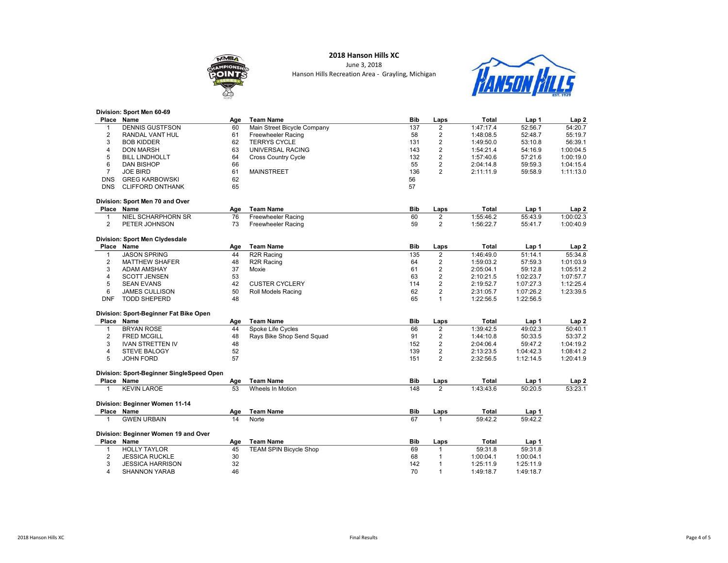# 2018 Hanson Hills XC

June 3, 2018

Hanson Hills Recreation Area - Grayling, Michigan

## Division: Sport Men 60-69

| Place | Name | Age | Team Name | Bib | Laps | Total | Lap 1 | Lap 2 |
|---|---|---|---|---|---|---|---|---|
| 1 | DENNIS GUSTFSON | 60 | Main Street Bicycle Company | 137 | 2 | 1:47:17.4 | 52:56.7 | 54:20.7 |
| 2 | RANDAL VANT HUL | 61 | Freewheeler Racing | 58 | 2 | 1:48:08.5 | 52:48.7 | 55:19.7 |
| 3 | BOB KIDDER | 62 | TERRYS CYCLE | 131 | 2 | 1:49:50.0 | 53:10.8 | 56:39.1 |
| 4 | DON MARSH | 63 | UNIVERSAL RACING | 143 | 2 | 1:54:21.4 | 54:16.9 | 1:00:04.5 |
| 5 | BILL LINDHOLLT | 64 | Cross Country Cycle | 132 | 2 | 1:57:40.6 | 57:21.6 | 1:00:19.0 |
| 6 | DAN BISHOP | 66 | | 55 | 2 | 2:04:14.8 | 59:59.3 | 1:04:15.4 |
| 7 | JOE BIRD | 61 | MAINSTREET | 136 | 2 | 2:11:11.9 | 59:58.9 | 1:11:13.0 |
| DNS | GREG KARBOWSKI | 62 | | 56 | | | | |
| DNS | CLIFFORD ONTHANK | 65 | | 57 | | | | |

## Division: Sport Men 70 and Over

| Place | Name | Age | Team Name | Bib | Laps | Total | Lap 1 | Lap 2 |
|---|---|---|---|---|---|---|---|---|
| 1 | NIEL SCHARPHORN SR | 76 | Freewheeler Racing | 60 | 2 | 1:55:46.2 | 55:43.9 | 1:00:02.3 |
| 2 | PETER JOHNSON | 73 | Freewheeler Racing | 59 | 2 | 1:56:22.7 | 55:41.7 | 1:00:40.9 |

## Division: Sport Men Clydesdale

| Place | Name | Age | Team Name | Bib | Laps | Total | Lap 1 | Lap 2 |
|---|---|---|---|---|---|---|---|---|
| 1 | JASON SPRING | 44 | R2R Racing | 135 | 2 | 1:46:49.0 | 51:14.1 | 55:34.8 |
| 2 | MATTHEW SHAFER | 48 | R2R Racing | 64 | 2 | 1:59:03.2 | 57:59.3 | 1:01:03.9 |
| 3 | ADAM AMSHAY | 37 | Moxie | 61 | 2 | 2:05:04.1 | 59:12.8 | 1:05:51.2 |
| 4 | SCOTT JENSEN | 53 | | 63 | 2 | 2:10:21.5 | 1:02:23.7 | 1:07:57.7 |
| 5 | SEAN EVANS | 42 | CUSTER CYCLERY | 114 | 2 | 2:19:52.7 | 1:07:27.3 | 1:12:25.4 |
| 6 | JAMES CULLISON | 50 | Roll Models Racing | 62 | 2 | 2:31:05.7 | 1:07:26.2 | 1:23:39.5 |
| DNF | TODD SHEPERD | 48 | | 65 | 1 | 1:22:56.5 | 1:22:56.5 | |

## Division: Sport-Beginner Fat Bike Open

| Place | Name | Age | Team Name | Bib | Laps | Total | Lap 1 | Lap 2 |
|---|---|---|---|---|---|---|---|---|
| 1 | BRYAN ROSE | 44 | Spoke Life Cycles | 66 | 2 | 1:39:42.5 | 49:02.3 | 50:40.1 |
| 2 | FRED MCGILL | 48 | Rays Bike Shop Send Squad | 91 | 2 | 1:44:10.8 | 50:33.5 | 53:37.2 |
| 3 | IVAN STRETTEN IV | 48 | | 152 | 2 | 2:04:06.4 | 59:47.2 | 1:04:19.2 |
| 4 | STEVE BALOGY | 52 | | 139 | 2 | 2:13:23.5 | 1:04:42.3 | 1:08:41.2 |
| 5 | JOHN FORD | 57 | | 151 | 2 | 2:32:56.5 | 1:12:14.5 | 1:20:41.9 |

## Division: Sport-Beginner SingleSpeed Open

| Place | Name | Age | Team Name | Bib | Laps | Total | Lap 1 | Lap 2 |
|---|---|---|---|---|---|---|---|---|
| 1 | KEVIN LAROE | 53 | Wheels In Motion | 148 | 2 | 1:43:43.6 | 50:20.5 | 53:23.1 |

## Division: Beginner Women 11-14

| Place | Name | Age | Team Name | Bib | Laps | Total | Lap 1 |
|---|---|---|---|---|---|---|---|
| 1 | GWEN URBAIN | 14 | Norte | 67 | 1 | 59:42.2 | 59:42.2 |

## Division: Beginner Women 19 and Over

| Place | Name | Age | Team Name | Bib | Laps | Total | Lap 1 |
|---|---|---|---|---|---|---|---|
| 1 | HOLLY TAYLOR | 45 | TEAM SPIN Bicycle Shop | 69 | 1 | 59:31.8 | 59:31.8 |
| 2 | JESSICA RUCKLE | 30 | | 68 | 1 | 1:00:04.1 | 1:00:04.1 |
| 3 | JESSICA HARRISON | 32 | | 142 | 1 | 1:25:11.9 | 1:25:11.9 |
| 4 | SHANNON YARAB | 46 | | 70 | 1 | 1:49:18.7 | 1:49:18.7 |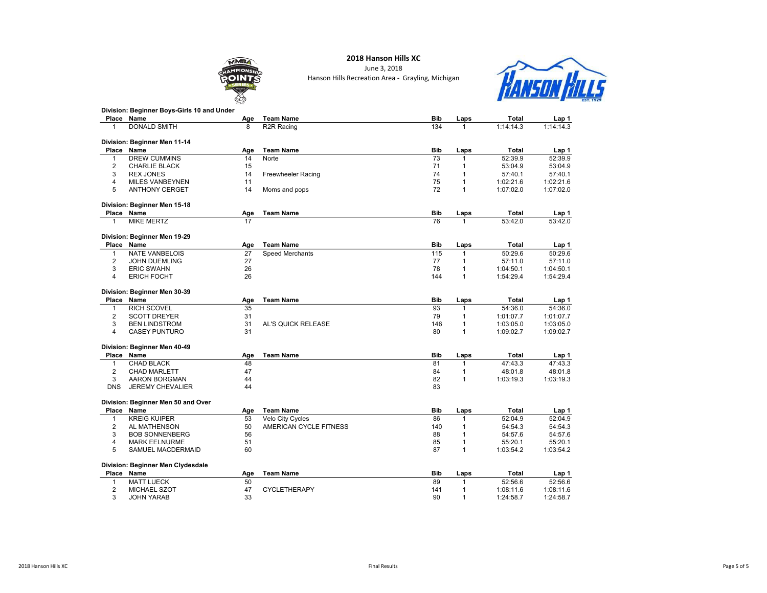# 2018 Hanson Hills XC

June 3, 2018

Hanson Hills Recreation Area - Grayling, Michigan

**Division: Beginner Boys-Girls 10 and Under**

| Place | Name | Age | Team Name | Bib | Laps | Total | Lap 1 |
|---|---|---|---|---|---|---|---|
| 1 | DONALD SMITH | 8 | R2R Racing | 134 | 1 | 1:14:14.3 | 1:14:14.3 |

**Division: Beginner Men 11-14**

| Place | Name | Age | Team Name | Bib | Laps | Total | Lap 1 |
|---|---|---|---|---|---|---|---|
| 1 | DREW CUMMINS | 14 | Norte | 73 | 1 | 52:39.9 | 52:39.9 |
| 2 | CHARLIE BLACK | 15 | | 71 | 1 | 53:04.9 | 53:04.9 |
| 3 | REX JONES | 14 | Freewheeler Racing | 74 | 1 | 57:40.1 | 57:40.1 |
| 4 | MILES VANBEYNEN | 11 | | 75 | 1 | 1:02:21.6 | 1:02:21.6 |
| 5 | ANTHONY CERGET | 14 | Moms and pops | 72 | 1 | 1:07:02.0 | 1:07:02.0 |

**Division: Beginner Men 15-18**

| Place | Name | Age | Team Name | Bib | Laps | Total | Lap 1 |
|---|---|---|---|---|---|---|---|
| 1 | MIKE MERTZ | 17 | | 76 | 1 | 53:42.0 | 53:42.0 |

**Division: Beginner Men 19-29**

| Place | Name | Age | Team Name | Bib | Laps | Total | Lap 1 |
|---|---|---|---|---|---|---|---|
| 1 | NATE VANBELOIS | 27 | Speed Merchants | 115 | 1 | 50:29.6 | 50:29.6 |
| 2 | JOHN DUEMLING | 27 | | 77 | 1 | 57:11.0 | 57:11.0 |
| 3 | ERIC SWAHN | 26 | | 78 | 1 | 1:04:50.1 | 1:04:50.1 |
| 4 | ERICH FOCHT | 26 | | 144 | 1 | 1:54:29.4 | 1:54:29.4 |

**Division: Beginner Men 30-39**

| Place | Name | Age | Team Name | Bib | Laps | Total | Lap 1 |
|---|---|---|---|---|---|---|---|
| 1 | RICH SCOVEL | 35 | | 93 | 1 | 54:36.0 | 54:36.0 |
| 2 | SCOTT DREYER | 31 | | 79 | 1 | 1:01:07.7 | 1:01:07.7 |
| 3 | BEN LINDSTROM | 31 | AL'S QUICK RELEASE | 146 | 1 | 1:03:05.0 | 1:03:05.0 |
| 4 | CASEY PUNTURO | 31 | | 80 | 1 | 1:09:02.7 | 1:09:02.7 |

**Division: Beginner Men 40-49**

| Place | Name | Age | Team Name | Bib | Laps | Total | Lap 1 |
|---|---|---|---|---|---|---|---|
| 1 | CHAD BLACK | 48 | | 81 | 1 | 47:43.3 | 47:43.3 |
| 2 | CHAD MARLETT | 47 | | 84 | 1 | 48:01.8 | 48:01.8 |
| 3 | AARON BORGMAN | 44 | | 82 | 1 | 1:03:19.3 | 1:03:19.3 |
| DNS | JEREMY CHEVALIER | 44 | | 83 | | | |

**Division: Beginner Men 50 and Over**

| Place | Name | Age | Team Name | Bib | Laps | Total | Lap 1 |
|---|---|---|---|---|---|---|---|
| 1 | KREIG KUIPER | 53 | Velo City Cycles | 86 | 1 | 52:04.9 | 52:04.9 |
| 2 | AL MATHENSON | 50 | AMERICAN CYCLE FITNESS | 140 | 1 | 54:54.3 | 54:54.3 |
| 3 | BOB SONNENBERG | 56 | | 88 | 1 | 54:57.6 | 54:57.6 |
| 4 | MARK EELNURME | 51 | | 85 | 1 | 55:20.1 | 55:20.1 |
| 5 | SAMUEL MACDERMAID | 60 | | 87 | 1 | 1:03:54.2 | 1:03:54.2 |

**Division: Beginner Men Clydesdale**

| Place | Name | Age | Team Name | Bib | Laps | Total | Lap 1 |
|---|---|---|---|---|---|---|---|
| 1 | MATT LUECK | 50 | | 89 | 1 | 52:56.6 | 52:56.6 |
| 2 | MICHAEL SZOT | 47 | CYCLETHERAPY | 141 | 1 | 1:08:11.6 | 1:08:11.6 |
| 3 | JOHN YARAB | 33 | | 90 | 1 | 1:24:58.7 | 1:24:58.7 |